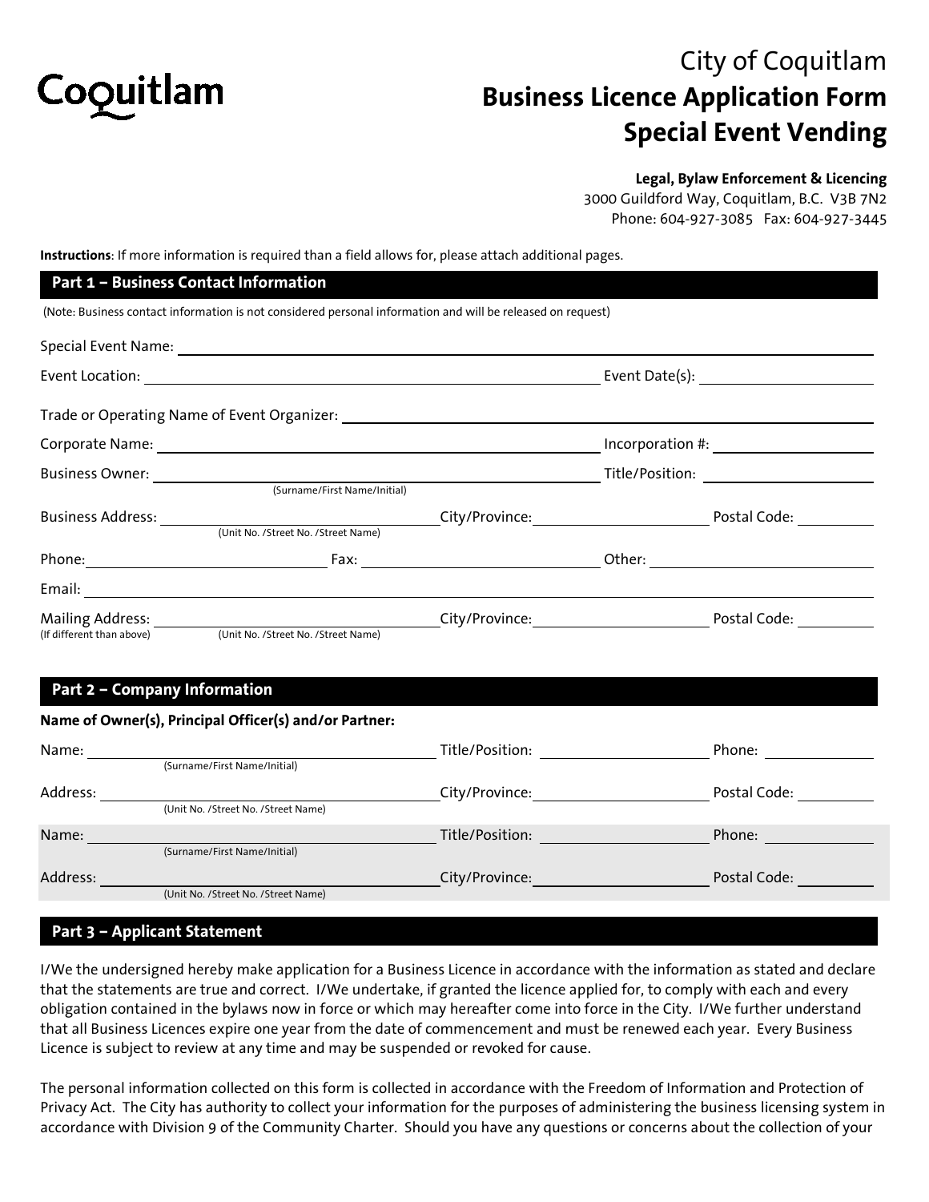Coquitlam

# City of Coquitlam
# Business Licence Application Form
# Special Event Vending

**Legal, Bylaw Enforcement & Licencing**
3000 Guildford Way, Coquitlam, B.C. V3B 7N2
Phone: 604-927-3085 Fax: 604-927-3445

**Instructions**: If more information is required than a field allows for, please attach additional pages.

## Part 1 – Business Contact Information

(Note: Business contact information is not considered personal information and will be released on request)

Special Event Name: ______________________________

Event Location: ______________________________ Event Date(s): ______________

Trade or Operating Name of Event Organizer: ______________________________

Corporate Name: ______________________________ Incorporation #: ______________

Business Owner: ______________________________ Title/Position: ______________
(Surname/First Name/Initial)

Business Address: ______________________________ City/Province: ______________ Postal Code: __________
(Unit No. /Street No. /Street Name)

Phone: ______________ Fax: ______________ Other: ______________

Email: ______________________________

Mailing Address: ______________________________ City/Province: ______________ Postal Code: __________
(If different than above) (Unit No. /Street No. /Street Name)

## Part 2 – Company Information

**Name of Owner(s), Principal Officer(s) and/or Partner:**

Name: ______________________________ Title/Position: ______________ Phone: ______________
(Surname/First Name/Initial)

Address: ______________________________ City/Province: ______________ Postal Code: __________
(Unit No. /Street No. /Street Name)

Name: ______________________________ Title/Position: ______________ Phone: ______________
(Surname/First Name/Initial)

Address: ______________________________ City/Province: ______________ Postal Code: __________
(Unit No. /Street No. /Street Name)

## Part 3 – Applicant Statement

I/We the undersigned hereby make application for a Business Licence in accordance with the information as stated and declare that the statements are true and correct. I/We undertake, if granted the licence applied for, to comply with each and every obligation contained in the bylaws now in force or which may hereafter come into force in the City. I/We further understand that all Business Licences expire one year from the date of commencement and must be renewed each year. Every Business Licence is subject to review at any time and may be suspended or revoked for cause.

The personal information collected on this form is collected in accordance with the Freedom of Information and Protection of Privacy Act. The City has authority to collect your information for the purposes of administering the business licensing system in accordance with Division 9 of the Community Charter. Should you have any questions or concerns about the collection of your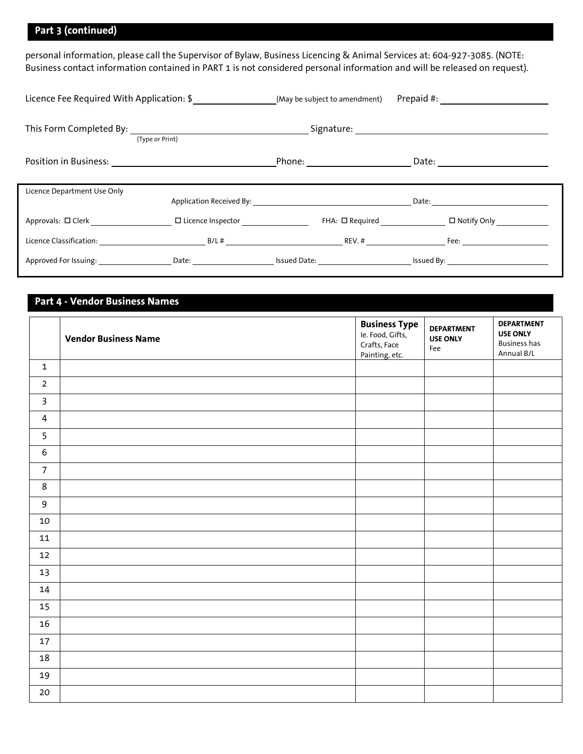## Part 3 (continued)

personal information, please call the Supervisor of Bylaw, Business Licencing & Animal Services at: 604-927-3085. (NOTE: Business contact information contained in PART 1 is not considered personal information and will be released on request).

Licence Fee Required With Application: $\_\_\_\_\_\_\_\_\_\_ (May be subject to amendment) Prepaid #: \_\_\_\_\_\_\_\_\_\_

This Form Completed By: \_\_\_\_\_\_\_\_\_\_ (Type or Print) Signature: \_\_\_\_\_\_\_\_\_\_

Position in Business: \_\_\_\_\_\_\_\_\_\_ Phone: \_\_\_\_\_\_\_\_\_\_ Date: \_\_\_\_\_\_\_\_\_\_

Licence Department Use Only

Application Received By: \_\_\_\_\_\_\_\_\_\_ Date: \_\_\_\_\_\_\_\_\_\_

Approvals: ☐ Clerk \_\_\_\_\_\_\_\_\_\_ ☐ Licence Inspector \_\_\_\_\_\_\_\_\_\_ FHA: ☐ Required \_\_\_\_\_\_\_\_\_\_ ☐ Notify Only \_\_\_\_\_\_\_\_\_\_

Licence Classification: \_\_\_\_\_\_\_\_\_\_ B/L # \_\_\_\_\_\_\_\_\_\_ REV. # \_\_\_\_\_\_\_\_\_\_ Fee: \_\_\_\_\_\_\_\_\_\_

Approved For Issuing: \_\_\_\_\_\_\_\_\_\_ Date: \_\_\_\_\_\_\_\_\_\_ Issued Date: \_\_\_\_\_\_\_\_\_\_ Issued By: \_\_\_\_\_\_\_\_\_\_

## Part 4 - Vendor Business Names

| | Vendor Business Name | Business Type Ie. Food, Gifts, Crafts, Face Painting, etc. | DEPARTMENT USE ONLY Fee | DEPARTMENT USE ONLY Business has Annual B/L |
|---|---|---|---|---|
| 1 | | | | |
| 2 | | | | |
| 3 | | | | |
| 4 | | | | |
| 5 | | | | |
| 6 | | | | |
| 7 | | | | |
| 8 | | | | |
| 9 | | | | |
| 10 | | | | |
| 11 | | | | |
| 12 | | | | |
| 13 | | | | |
| 14 | | | | |
| 15 | | | | |
| 16 | | | | |
| 17 | | | | |
| 18 | | | | |
| 19 | | | | |
| 20 | | | | |